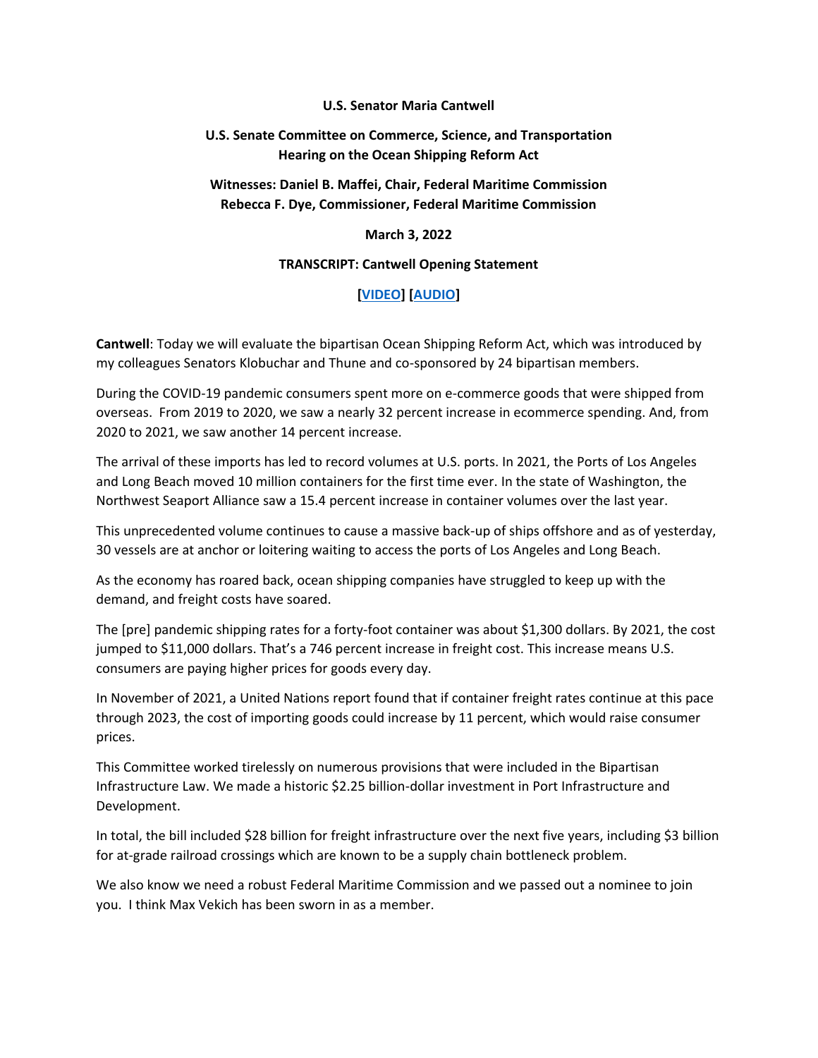**U.S. Senator Maria Cantwell**

**U.S. Senate Committee on Commerce, Science, and Transportation**
**Hearing on the Ocean Shipping Reform Act**

**Witnesses: Daniel B. Maffei, Chair, Federal Maritime Commission**
**Rebecca F. Dye, Commissioner, Federal Maritime Commission**

**March 3, 2022**

**TRANSCRIPT: Cantwell Opening Statement**

**[VIDEO] [AUDIO]**

**Cantwell**: Today we will evaluate the bipartisan Ocean Shipping Reform Act, which was introduced by my colleagues Senators Klobuchar and Thune and co-sponsored by 24 bipartisan members.

During the COVID-19 pandemic consumers spent more on e-commerce goods that were shipped from overseas. From 2019 to 2020, we saw a nearly 32 percent increase in ecommerce spending. And, from 2020 to 2021, we saw another 14 percent increase.

The arrival of these imports has led to record volumes at U.S. ports. In 2021, the Ports of Los Angeles and Long Beach moved 10 million containers for the first time ever. In the state of Washington, the Northwest Seaport Alliance saw a 15.4 percent increase in container volumes over the last year.

This unprecedented volume continues to cause a massive back-up of ships offshore and as of yesterday, 30 vessels are at anchor or loitering waiting to access the ports of Los Angeles and Long Beach.

As the economy has roared back, ocean shipping companies have struggled to keep up with the demand, and freight costs have soared.

The [pre] pandemic shipping rates for a forty-foot container was about $1,300 dollars. By 2021, the cost jumped to $11,000 dollars. That's a 746 percent increase in freight cost. This increase means U.S. consumers are paying higher prices for goods every day.

In November of 2021, a United Nations report found that if container freight rates continue at this pace through 2023, the cost of importing goods could increase by 11 percent, which would raise consumer prices.

This Committee worked tirelessly on numerous provisions that were included in the Bipartisan Infrastructure Law. We made a historic $2.25 billion-dollar investment in Port Infrastructure and Development.

In total, the bill included $28 billion for freight infrastructure over the next five years, including $3 billion for at-grade railroad crossings which are known to be a supply chain bottleneck problem.

We also know we need a robust Federal Maritime Commission and we passed out a nominee to join you. I think Max Vekich has been sworn in as a member.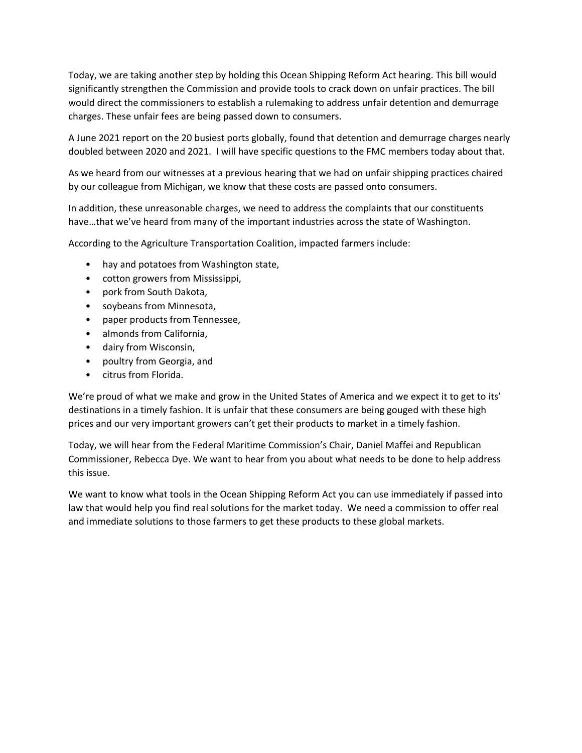Today, we are taking another step by holding this Ocean Shipping Reform Act hearing. This bill would significantly strengthen the Commission and provide tools to crack down on unfair practices. The bill would direct the commissioners to establish a rulemaking to address unfair detention and demurrage charges. These unfair fees are being passed down to consumers.

A June 2021 report on the 20 busiest ports globally, found that detention and demurrage charges nearly doubled between 2020 and 2021. I will have specific questions to the FMC members today about that.

As we heard from our witnesses at a previous hearing that we had on unfair shipping practices chaired by our colleague from Michigan, we know that these costs are passed onto consumers.

In addition, these unreasonable charges, we need to address the complaints that our constituents have…that we've heard from many of the important industries across the state of Washington.

According to the Agriculture Transportation Coalition, impacted farmers include:

- hay and potatoes from Washington state,
- cotton growers from Mississippi,
- pork from South Dakota,
- soybeans from Minnesota,
- paper products from Tennessee,
- almonds from California,
- dairy from Wisconsin,
- poultry from Georgia, and
- citrus from Florida.

We're proud of what we make and grow in the United States of America and we expect it to get to its' destinations in a timely fashion. It is unfair that these consumers are being gouged with these high prices and our very important growers can't get their products to market in a timely fashion.

Today, we will hear from the Federal Maritime Commission's Chair, Daniel Maffei and Republican Commissioner, Rebecca Dye. We want to hear from you about what needs to be done to help address this issue.

We want to know what tools in the Ocean Shipping Reform Act you can use immediately if passed into law that would help you find real solutions for the market today. We need a commission to offer real and immediate solutions to those farmers to get these products to these global markets.